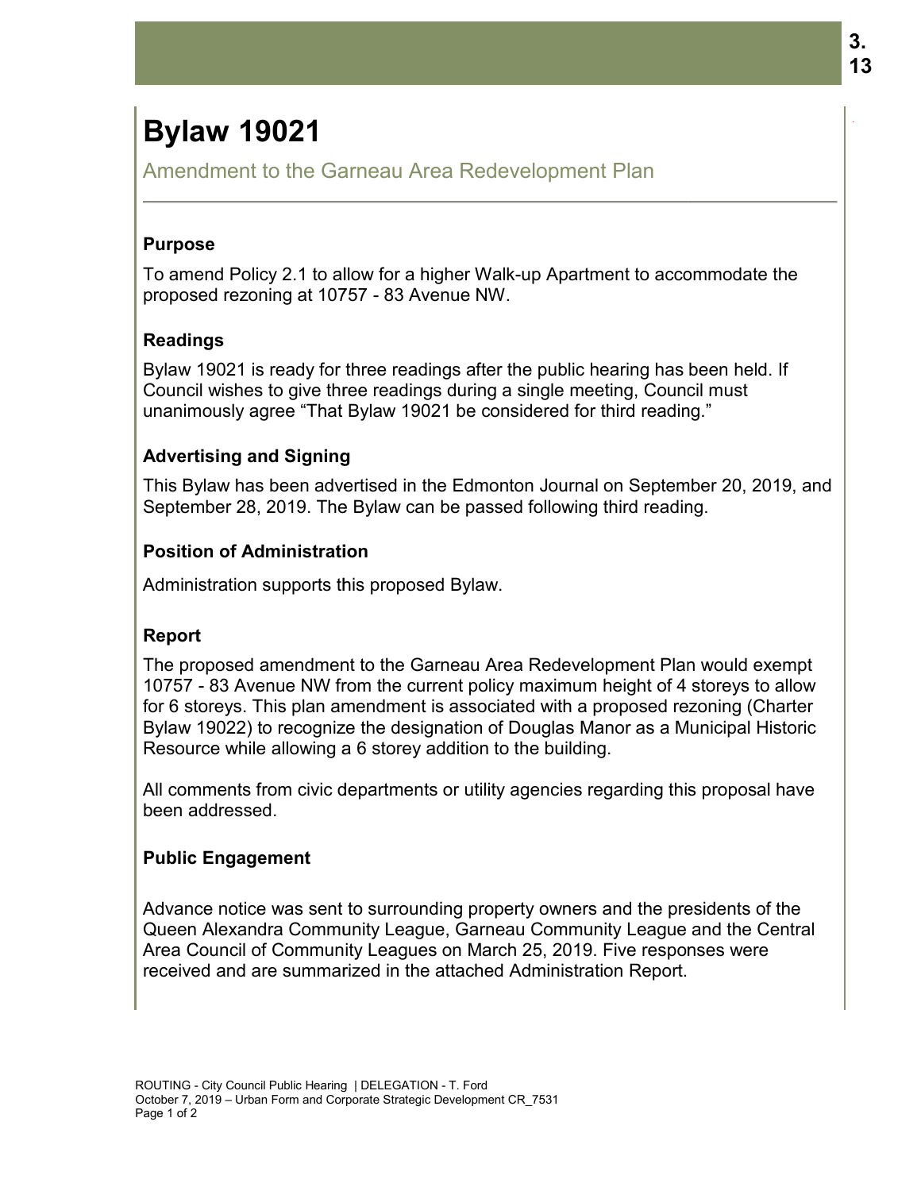# Bylaw 19021

## Amendment to the Garneau Area Redevelopment Plan

### Purpose

To amend Policy 2.1 to allow for a higher Walk-up Apartment to accommodate the proposed rezoning at 10757 - 83 Avenue NW.

### Readings

Bylaw 19021 is ready for three readings after the public hearing has been held. If Council wishes to give three readings during a single meeting, Council must unanimously agree "That Bylaw 19021 be considered for third reading."

### Advertising and Signing

This Bylaw has been advertised in the Edmonton Journal on September 20, 2019, and September 28, 2019. The Bylaw can be passed following third reading.

### Position of Administration

Administration supports this proposed Bylaw.

### Report

The proposed amendment to the Garneau Area Redevelopment Plan would exempt 10757 - 83 Avenue NW from the current policy maximum height of 4 storeys to allow for 6 storeys. This plan amendment is associated with a proposed rezoning (Charter Bylaw 19022) to recognize the designation of Douglas Manor as a Municipal Historic Resource while allowing a 6 storey addition to the building.

All comments from civic departments or utility agencies regarding this proposal have been addressed.

### Public Engagement

Advance notice was sent to surrounding property owners and the presidents of the Queen Alexandra Community League, Garneau Community League and the Central Area Council of Community Leagues on March 25, 2019. Five responses were received and are summarized in the attached Administration Report.

ROUTING - City Council Public Hearing | DELEGATION - T. Ford
October 7, 2019 – Urban Form and Corporate Strategic Development CR_7531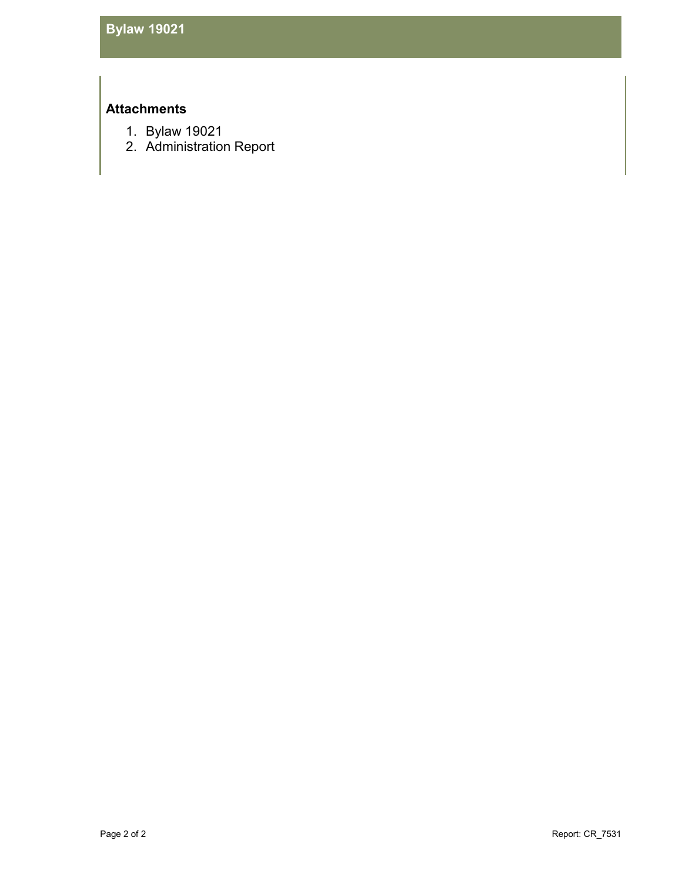# Bylaw 19021

## Attachments

1. Bylaw 19021
2. Administration Report